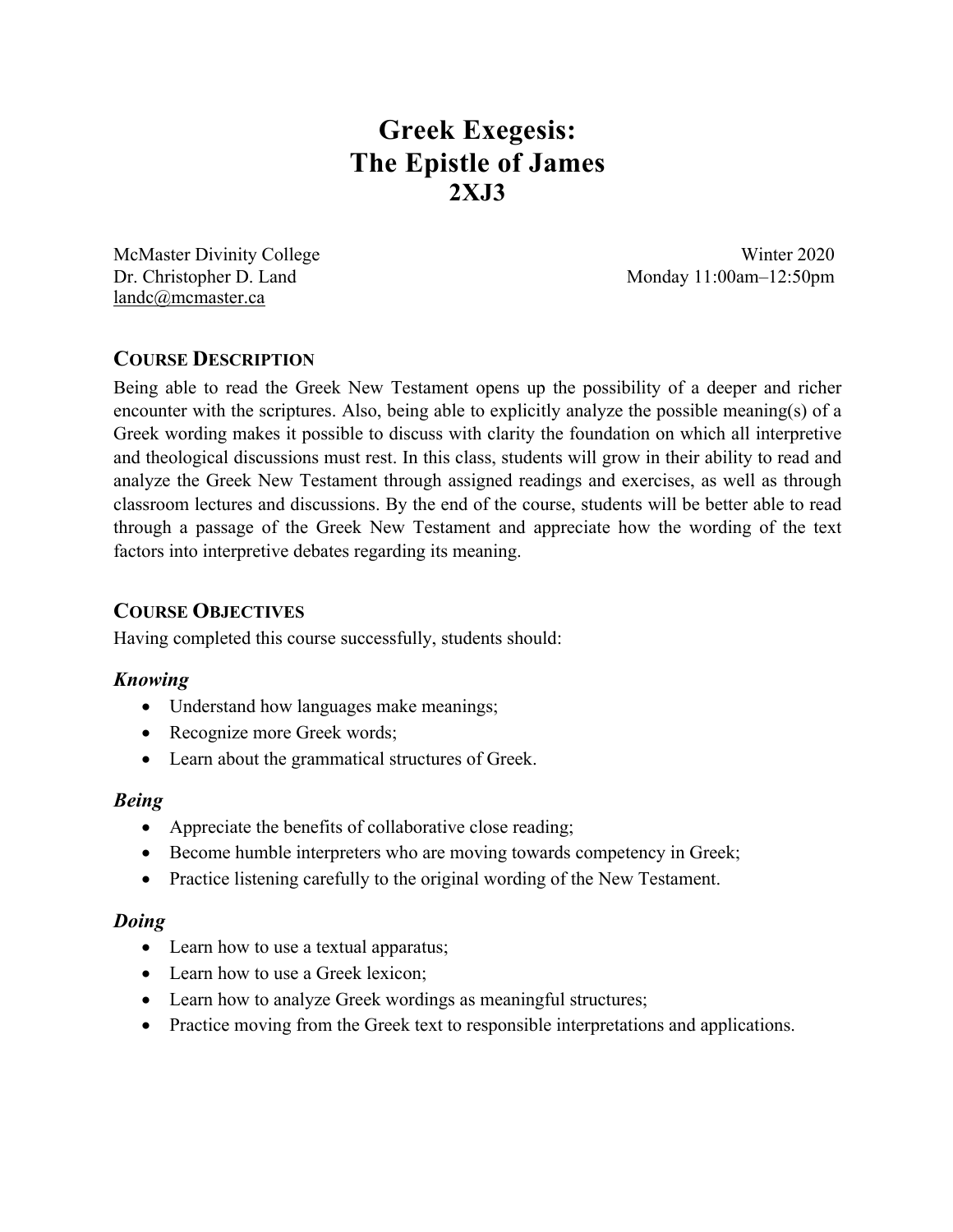# Greek Exegesis: The Epistle of James 2XJ3

McMaster Divinity College
Dr. Christopher D. Land
landc@mcmaster.ca

Winter 2020
Monday 11:00am–12:50pm

## COURSE DESCRIPTION

Being able to read the Greek New Testament opens up the possibility of a deeper and richer encounter with the scriptures. Also, being able to explicitly analyze the possible meaning(s) of a Greek wording makes it possible to discuss with clarity the foundation on which all interpretive and theological discussions must rest. In this class, students will grow in their ability to read and analyze the Greek New Testament through assigned readings and exercises, as well as through classroom lectures and discussions. By the end of the course, students will be better able to read through a passage of the Greek New Testament and appreciate how the wording of the text factors into interpretive debates regarding its meaning.

## COURSE OBJECTIVES

Having completed this course successfully, students should:

### *Knowing*

- Understand how languages make meanings;
- Recognize more Greek words;
- Learn about the grammatical structures of Greek.

### *Being*

- Appreciate the benefits of collaborative close reading;
- Become humble interpreters who are moving towards competency in Greek;
- Practice listening carefully to the original wording of the New Testament.

### *Doing*

- Learn how to use a textual apparatus;
- Learn how to use a Greek lexicon;
- Learn how to analyze Greek wordings as meaningful structures;
- Practice moving from the Greek text to responsible interpretations and applications.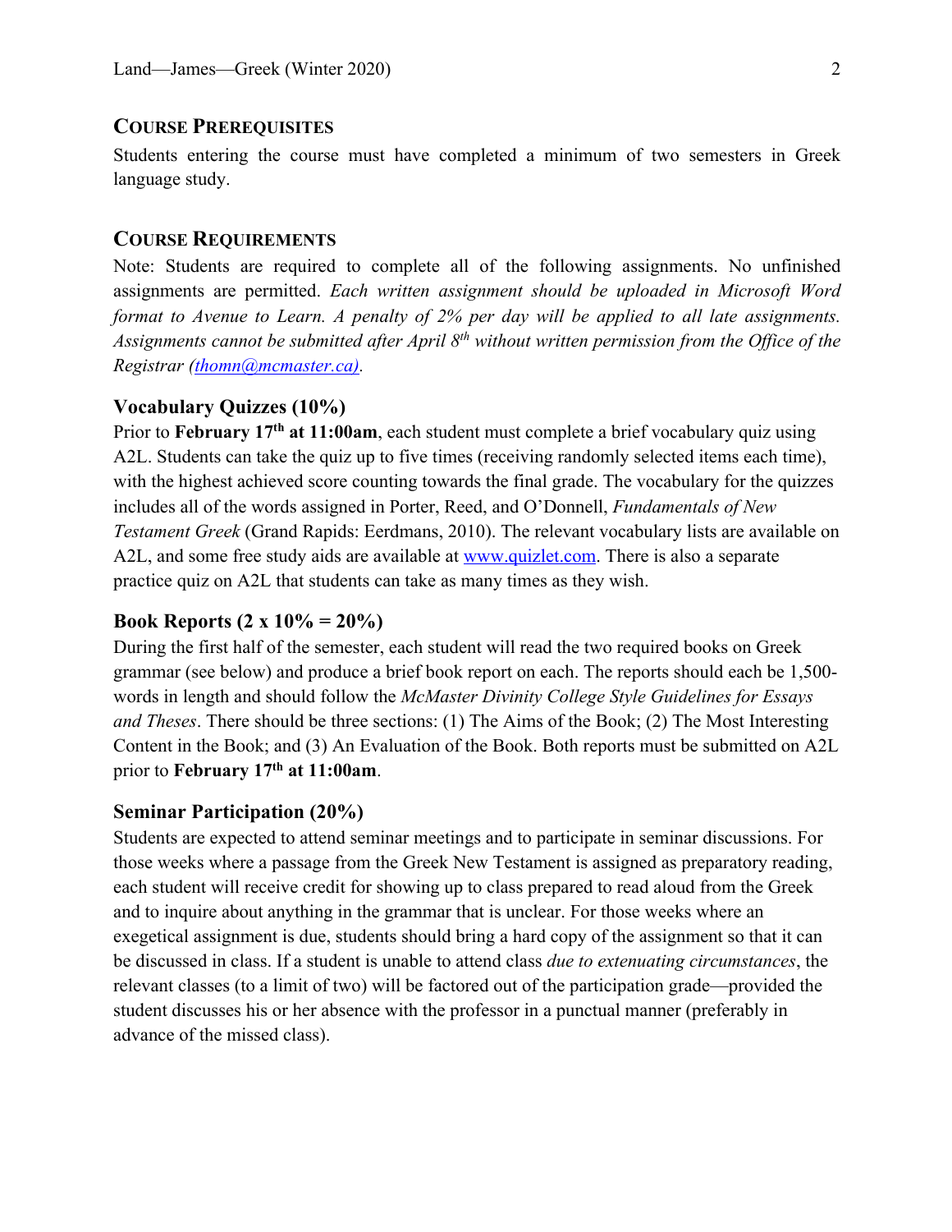## Course Prerequisites

Students entering the course must have completed a minimum of two semesters in Greek language study.

## Course Requirements

Note: Students are required to complete all of the following assignments. No unfinished assignments are permitted. *Each written assignment should be uploaded in Microsoft Word format to Avenue to Learn. A penalty of 2% per day will be applied to all late assignments. Assignments cannot be submitted after April 8th without written permission from the Office of the Registrar (thomn@mcmaster.ca).*

### Vocabulary Quizzes (10%)

Prior to **February 17th at 11:00am**, each student must complete a brief vocabulary quiz using A2L. Students can take the quiz up to five times (receiving randomly selected items each time), with the highest achieved score counting towards the final grade. The vocabulary for the quizzes includes all of the words assigned in Porter, Reed, and O'Donnell, *Fundamentals of New Testament Greek* (Grand Rapids: Eerdmans, 2010). The relevant vocabulary lists are available on A2L, and some free study aids are available at www.quizlet.com. There is also a separate practice quiz on A2L that students can take as many times as they wish.

### Book Reports (2 x 10% = 20%)

During the first half of the semester, each student will read the two required books on Greek grammar (see below) and produce a brief book report on each. The reports should each be 1,500-words in length and should follow the *McMaster Divinity College Style Guidelines for Essays and Theses*. There should be three sections: (1) The Aims of the Book; (2) The Most Interesting Content in the Book; and (3) An Evaluation of the Book. Both reports must be submitted on A2L prior to **February 17th at 11:00am**.

### Seminar Participation (20%)

Students are expected to attend seminar meetings and to participate in seminar discussions. For those weeks where a passage from the Greek New Testament is assigned as preparatory reading, each student will receive credit for showing up to class prepared to read aloud from the Greek and to inquire about anything in the grammar that is unclear. For those weeks where an exegetical assignment is due, students should bring a hard copy of the assignment so that it can be discussed in class. If a student is unable to attend class *due to extenuating circumstances*, the relevant classes (to a limit of two) will be factored out of the participation grade—provided the student discusses his or her absence with the professor in a punctual manner (preferably in advance of the missed class).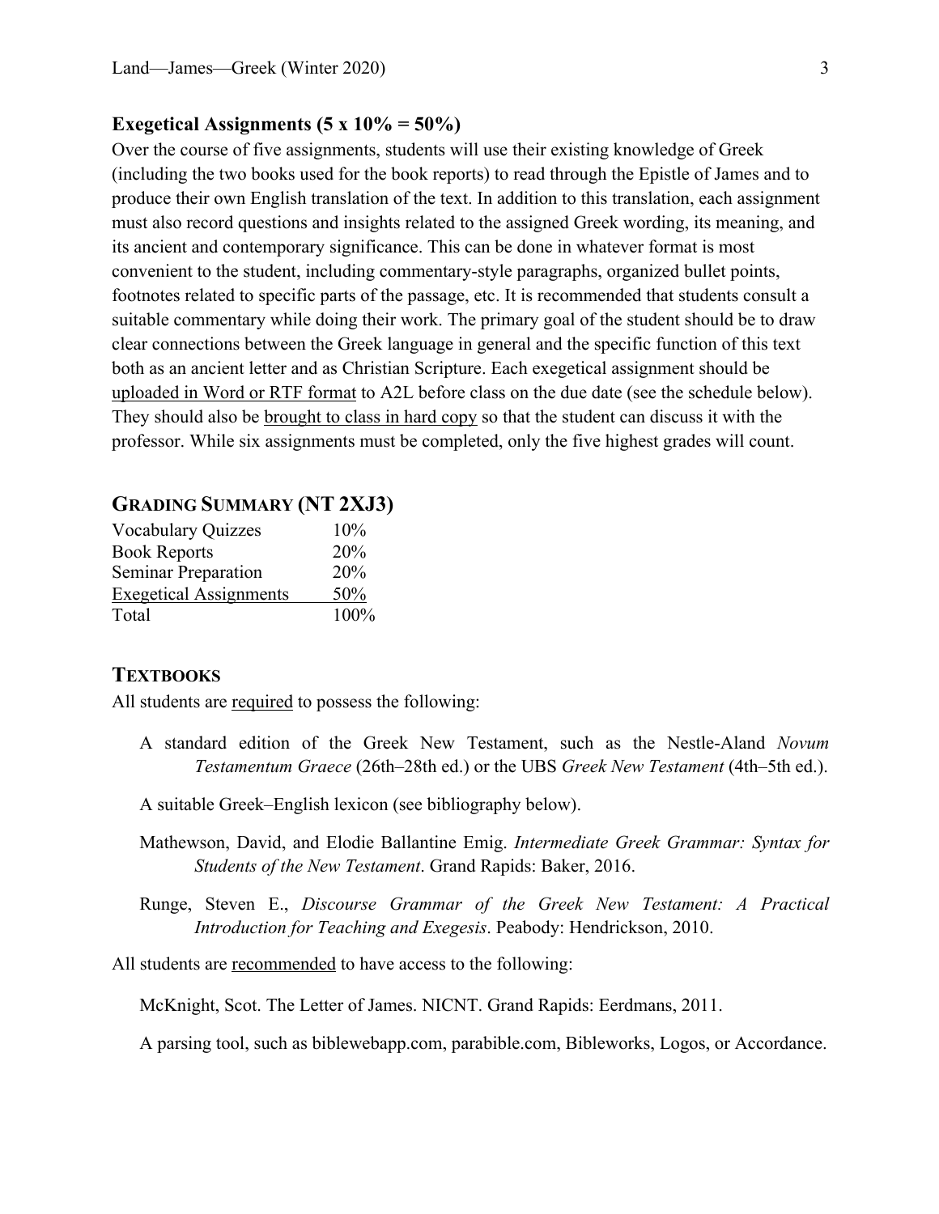### Exegetical Assignments (5 x 10% = 50%)

Over the course of five assignments, students will use their existing knowledge of Greek (including the two books used for the book reports) to read through the Epistle of James and to produce their own English translation of the text. In addition to this translation, each assignment must also record questions and insights related to the assigned Greek wording, its meaning, and its ancient and contemporary significance. This can be done in whatever format is most convenient to the student, including commentary-style paragraphs, organized bullet points, footnotes related to specific parts of the passage, etc. It is recommended that students consult a suitable commentary while doing their work. The primary goal of the student should be to draw clear connections between the Greek language in general and the specific function of this text both as an ancient letter and as Christian Scripture. Each exegetical assignment should be uploaded in Word or RTF format to A2L before class on the due date (see the schedule below). They should also be brought to class in hard copy so that the student can discuss it with the professor. While six assignments must be completed, only the five highest grades will count.

## GRADING SUMMARY (NT 2XJ3)

| | |
|---|---|
| Vocabulary Quizzes | 10% |
| Book Reports | 20% |
| Seminar Preparation | 20% |
| Exegetical Assignments | 50% |
| Total | 100% |

## TEXTBOOKS

All students are required to possess the following:

A standard edition of the Greek New Testament, such as the Nestle-Aland *Novum Testamentum Graece* (26th–28th ed.) or the UBS *Greek New Testament* (4th–5th ed.).

A suitable Greek–English lexicon (see bibliography below).

Mathewson, David, and Elodie Ballantine Emig. *Intermediate Greek Grammar: Syntax for Students of the New Testament*. Grand Rapids: Baker, 2016.

Runge, Steven E., *Discourse Grammar of the Greek New Testament: A Practical Introduction for Teaching and Exegesis*. Peabody: Hendrickson, 2010.

All students are recommended to have access to the following:

McKnight, Scot. The Letter of James. NICNT. Grand Rapids: Eerdmans, 2011.

A parsing tool, such as biblewebapp.com, parabible.com, Bibleworks, Logos, or Accordance.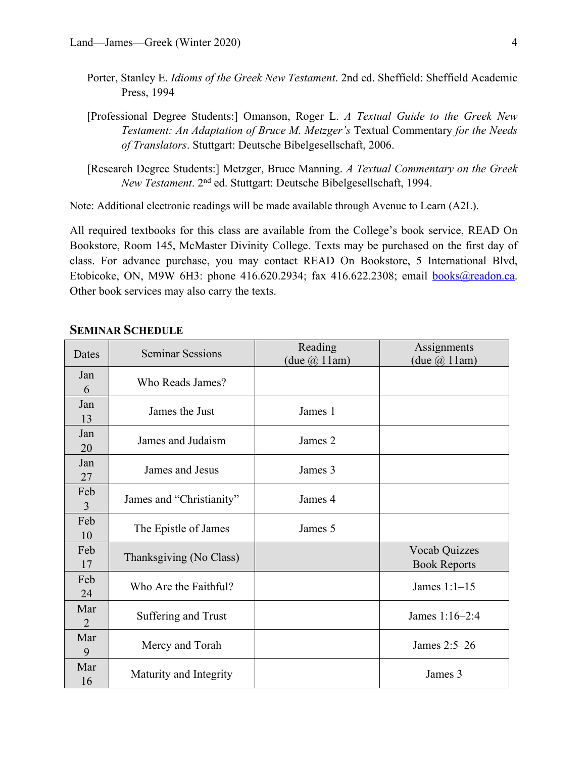Porter, Stanley E. *Idioms of the Greek New Testament*. 2nd ed. Sheffield: Sheffield Academic Press, 1994

[Professional Degree Students:] Omanson, Roger L. *A Textual Guide to the Greek New Testament: An Adaptation of Bruce M. Metzger's* Textual Commentary *for the Needs of Translators*. Stuttgart: Deutsche Bibelgesellschaft, 2006.

[Research Degree Students:] Metzger, Bruce Manning. *A Textual Commentary on the Greek New Testament*. 2nd ed. Stuttgart: Deutsche Bibelgesellschaft, 1994.

Note: Additional electronic readings will be made available through Avenue to Learn (A2L).

All required textbooks for this class are available from the College's book service, READ On Bookstore, Room 145, McMaster Divinity College. Texts may be purchased on the first day of class. For advance purchase, you may contact READ On Bookstore, 5 International Blvd, Etobicoke, ON, M9W 6H3: phone 416.620.2934; fax 416.622.2308; email books@readon.ca. Other book services may also carry the texts.

## SEMINAR SCHEDULE

| Dates | Seminar Sessions | Reading (due @ 11am) | Assignments (due @ 11am) |
|---|---|---|---|
| Jan 6 | Who Reads James? | | |
| Jan 13 | James the Just | James 1 | |
| Jan 20 | James and Judaism | James 2 | |
| Jan 27 | James and Jesus | James 3 | |
| Feb 3 | James and "Christianity" | James 4 | |
| Feb 10 | The Epistle of James | James 5 | |
| Feb 17 | Thanksgiving (No Class) | | Vocab Quizzes Book Reports |
| Feb 24 | Who Are the Faithful? | | James 1:1–15 |
| Mar 2 | Suffering and Trust | | James 1:16–2:4 |
| Mar 9 | Mercy and Torah | | James 2:5–26 |
| Mar 16 | Maturity and Integrity | | James 3 |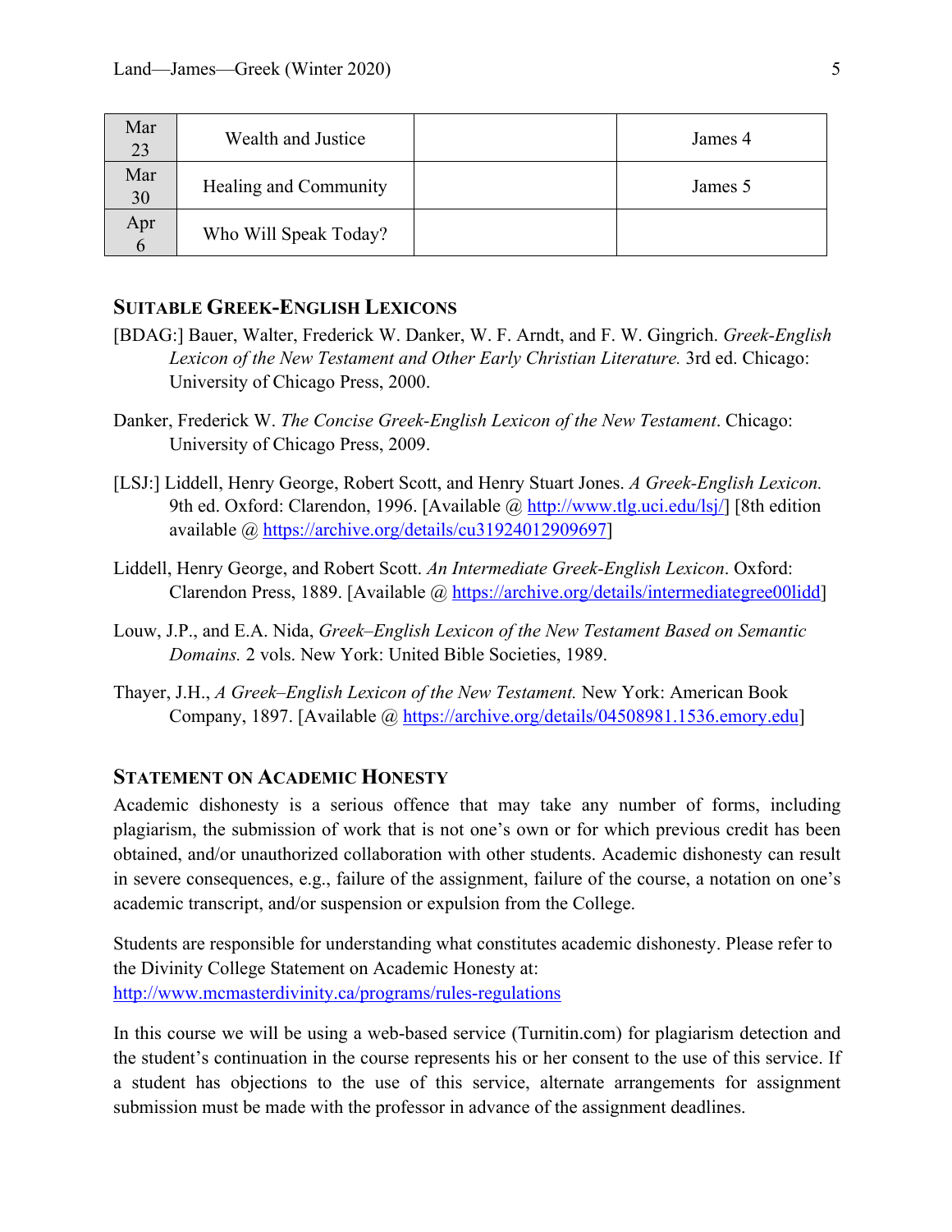| Mar 23 | Wealth and Justice | | James 4 |
|---|---|---|---|
| Mar 30 | Healing and Community | | James 5 |
| Apr 6 | Who Will Speak Today? | | |

## Suitable Greek-English Lexicons

[BDAG:] Bauer, Walter, Frederick W. Danker, W. F. Arndt, and F. W. Gingrich. *Greek-English Lexicon of the New Testament and Other Early Christian Literature.* 3rd ed. Chicago: University of Chicago Press, 2000.

Danker, Frederick W. *The Concise Greek-English Lexicon of the New Testament*. Chicago: University of Chicago Press, 2009.

[LSJ:] Liddell, Henry George, Robert Scott, and Henry Stuart Jones. *A Greek-English Lexicon.* 9th ed. Oxford: Clarendon, 1996. [Available @ http://www.tlg.uci.edu/lsj/] [8th edition available @ https://archive.org/details/cu31924012909697]

Liddell, Henry George, and Robert Scott. *An Intermediate Greek-English Lexicon*. Oxford: Clarendon Press, 1889. [Available @ https://archive.org/details/intermediategree00lidd]

Louw, J.P., and E.A. Nida, *Greek–English Lexicon of the New Testament Based on Semantic Domains.* 2 vols. New York: United Bible Societies, 1989.

Thayer, J.H., *A Greek–English Lexicon of the New Testament.* New York: American Book Company, 1897. [Available @ https://archive.org/details/04508981.1536.emory.edu]

## Statement on Academic Honesty

Academic dishonesty is a serious offence that may take any number of forms, including plagiarism, the submission of work that is not one's own or for which previous credit has been obtained, and/or unauthorized collaboration with other students. Academic dishonesty can result in severe consequences, e.g., failure of the assignment, failure of the course, a notation on one's academic transcript, and/or suspension or expulsion from the College.

Students are responsible for understanding what constitutes academic dishonesty. Please refer to the Divinity College Statement on Academic Honesty at:
http://www.mcmasterdivinity.ca/programs/rules-regulations

In this course we will be using a web-based service (Turnitin.com) for plagiarism detection and the student's continuation in the course represents his or her consent to the use of this service. If a student has objections to the use of this service, alternate arrangements for assignment submission must be made with the professor in advance of the assignment deadlines.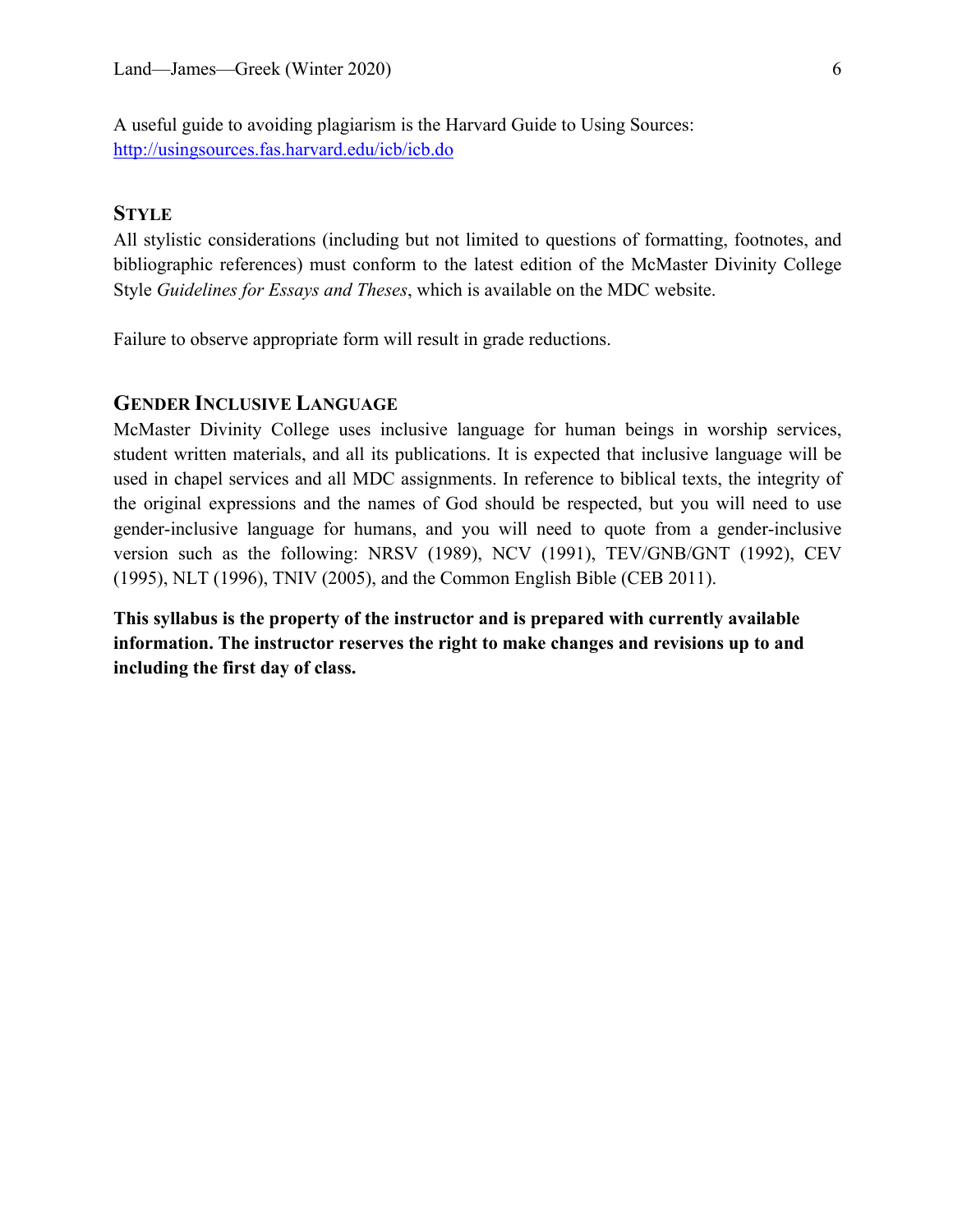A useful guide to avoiding plagiarism is the Harvard Guide to Using Sources: [http://usingsources.fas.harvard.edu/icb/icb.do](http://usingsources.fas.harvard.edu/icb/icb.do)

## STYLE

All stylistic considerations (including but not limited to questions of formatting, footnotes, and bibliographic references) must conform to the latest edition of the McMaster Divinity College Style *Guidelines for Essays and Theses*, which is available on the MDC website.

Failure to observe appropriate form will result in grade reductions.

## GENDER INCLUSIVE LANGUAGE

McMaster Divinity College uses inclusive language for human beings in worship services, student written materials, and all its publications. It is expected that inclusive language will be used in chapel services and all MDC assignments. In reference to biblical texts, the integrity of the original expressions and the names of God should be respected, but you will need to use gender-inclusive language for humans, and you will need to quote from a gender-inclusive version such as the following: NRSV (1989), NCV (1991), TEV/GNB/GNT (1992), CEV (1995), NLT (1996), TNIV (2005), and the Common English Bible (CEB 2011).

**This syllabus is the property of the instructor and is prepared with currently available information. The instructor reserves the right to make changes and revisions up to and including the first day of class.**